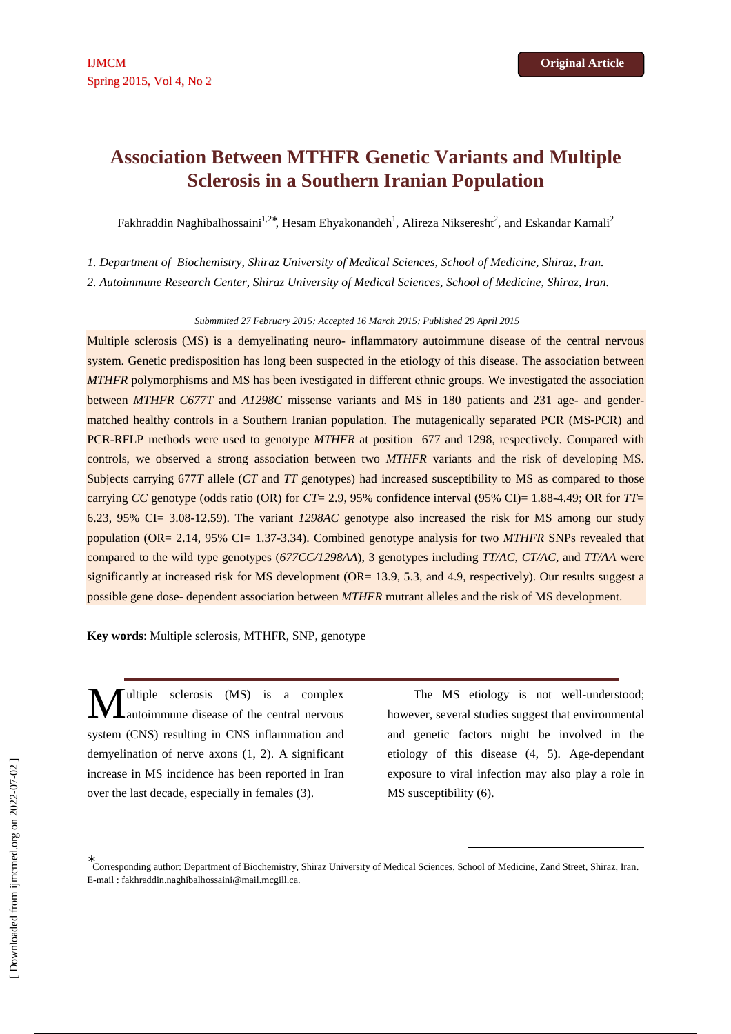# Association Between MTHFR Genetic Variants and Multiple Sclerosis in a Southern Iranian Population

Fakhraddin Naghibalhossaini[1,2]*, Hesam Ehyakonandeh[1], Alireza Nikseresht[2], and Eskandar Kamali[2]

*1. Department of Biochemistry, Shiraz University of Medical Sciences, School of Medicine, Shiraz, Iran.*
*2. Autoimmune Research Center, Shiraz University of Medical Sciences, School of Medicine, Shiraz, Iran.*

*Submmited 27 February 2015; Accepted 16 March 2015; Published 29 April 2015*

Multiple sclerosis (MS) is a demyelinating neuro- inflammatory autoimmune disease of the central nervous system. Genetic predisposition has long been suspected in the etiology of this disease. The association between *MTHFR* polymorphisms and MS has been ivestigated in different ethnic groups. We investigated the association between *MTHFR C677T* and *A1298C* missense variants and MS in 180 patients and 231 age- and gender-matched healthy controls in a Southern Iranian population. The mutagenically separated PCR (MS-PCR) and PCR-RFLP methods were used to genotype *MTHFR* at position 677 and 1298, respectively. Compared with controls, we observed a strong association between two *MTHFR* variants and the risk of developing MS. Subjects carrying 677*T* allele (*CT* and *TT* genotypes) had increased susceptibility to MS as compared to those carrying *CC* genotype (odds ratio (OR) for *CT*= 2.9, 95% confidence interval (95% CI)= 1.88-4.49; OR for *TT*= 6.23, 95% CI= 3.08-12.59). The variant *1298AC* genotype also increased the risk for MS among our study population (OR= 2.14, 95% CI= 1.37-3.34). Combined genotype analysis for two *MTHFR* SNPs revealed that compared to the wild type genotypes (*677CC/1298AA*), 3 genotypes including *TT/AC*, *CT/AC*, and *TT/AA* were significantly at increased risk for MS development (OR= 13.9, 5.3, and 4.9, respectively). Our results suggest a possible gene dose- dependent association between *MTHFR* mutrant alleles and the risk of MS development.

**Key words**: Multiple sclerosis, MTHFR, SNP, genotype

Multiple sclerosis (MS) is a complex autoimmune disease of the central nervous system (CNS) resulting in CNS inflammation and demyelination of nerve axons (1, 2). A significant increase in MS incidence has been reported in Iran over the last decade, especially in females (3).

The MS etiology is not well-understood; however, several studies suggest that environmental and genetic factors might be involved in the etiology of this disease (4, 5). Age-dependant exposure to viral infection may also play a role in MS susceptibility (6).

*Corresponding author: Department of Biochemistry, Shiraz University of Medical Sciences, School of Medicine, Zand Street, Shiraz, Iran. E-mail : fakhraddin.naghibalhossaini@mail.mcgill.ca.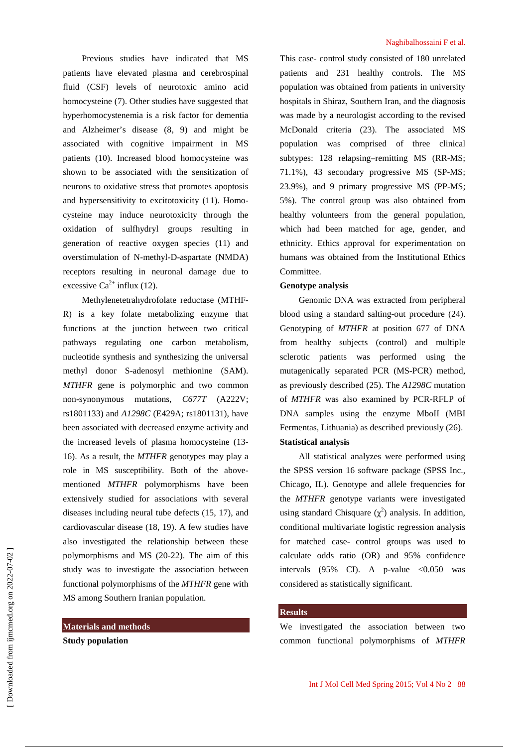Previous studies have indicated that MS patients have elevated plasma and cerebrospinal fluid (CSF) levels of neurotoxic amino acid homocysteine (7). Other studies have suggested that hyperhomocystenemia is a risk factor for dementia and Alzheimer's disease (8, 9) and might be associated with cognitive impairment in MS patients (10). Increased blood homocysteine was shown to be associated with the sensitization of neurons to oxidative stress that promotes apoptosis and hypersensitivity to excitotoxicity (11). Homocysteine may induce neurotoxicity through the oxidation of sulfhydryl groups resulting in generation of reactive oxygen species (11) and overstimulation of N-methyl-D-aspartate (NMDA) receptors resulting in neuronal damage due to excessive $Ca^{2+}$ influx (12).

Methylenetetrahydrofolate reductase (MTHFR) is a key folate metabolizing enzyme that functions at the junction between two critical pathways regulating one carbon metabolism, nucleotide synthesis and synthesizing the universal methyl donor S-adenosyl methionine (SAM). *MTHFR* gene is polymorphic and two common non-synonymous mutations, *C677T* (A222V; rs1801133) and *A1298C* (E429A; rs1801131), have been associated with decreased enzyme activity and the increased levels of plasma homocysteine (13-16). As a result, the *MTHFR* genotypes may play a role in MS susceptibility. Both of the above-mentioned *MTHFR* polymorphisms have been extensively studied for associations with several diseases including neural tube defects (15, 17), and cardiovascular disease (18, 19). A few studies have also investigated the relationship between these polymorphisms and MS (20-22). The aim of this study was to investigate the association between functional polymorphisms of the *MTHFR* gene with MS among Southern Iranian population.

## Materials and methods

### Study population

This case- control study consisted of 180 unrelated patients and 231 healthy controls. The MS population was obtained from patients in university hospitals in Shiraz, Southern Iran, and the diagnosis was made by a neurologist according to the revised McDonald criteria (23). The associated MS population was comprised of three clinical subtypes: 128 relapsing–remitting MS (RR-MS; 71.1%), 43 secondary progressive MS (SP-MS; 23.9%), and 9 primary progressive MS (PP-MS; 5%). The control group was also obtained from healthy volunteers from the general population, which had been matched for age, gender, and ethnicity. Ethics approval for experimentation on humans was obtained from the Institutional Ethics Committee.

### Genotype analysis

Genomic DNA was extracted from peripheral blood using a standard salting-out procedure (24). Genotyping of *MTHFR* at position 677 of DNA from healthy subjects (control) and multiple sclerotic patients was performed using the mutagenically separated PCR (MS-PCR) method, as previously described (25). The *A1298C* mutation of *MTHFR* was also examined by PCR-RFLP of DNA samples using the enzyme MboII (MBI Fermentas, Lithuania) as described previously (26).

### Statistical analysis

All statistical analyzes were performed using the SPSS version 16 software package (SPSS Inc., Chicago, IL). Genotype and allele frequencies for the *MTHFR* genotype variants were investigated using standard Chisquare ($\chi^2$) analysis. In addition, conditional multivariate logistic regression analysis for matched case- control groups was used to calculate odds ratio (OR) and 95% confidence intervals (95% CI). A p-value <0.050 was considered as statistically significant.

## Results

We investigated the association between two common functional polymorphisms of *MTHFR*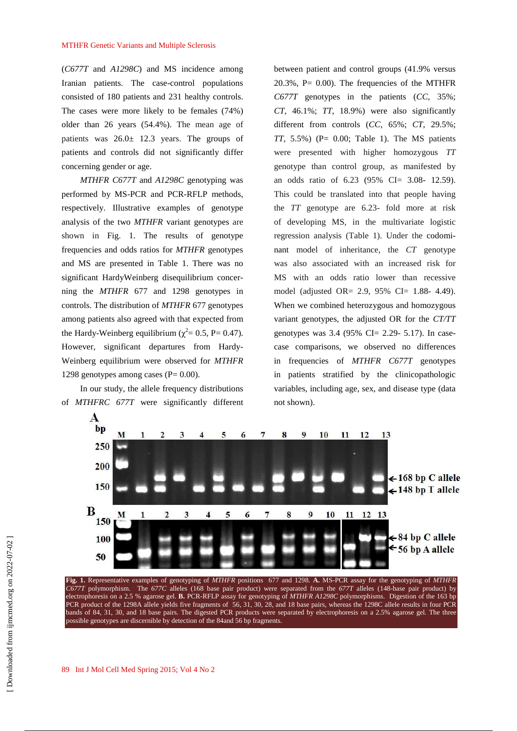(*C677T* and *A1298C*) and MS incidence among Iranian patients. The case-control populations consisted of 180 patients and 231 healthy controls. The cases were more likely to be females (74%) older than 26 years (54.4%). The mean age of patients was 26.0± 12.3 years. The groups of patients and controls did not significantly differ concerning gender or age.

*MTHFR C677T* and *A1298C* genotyping was performed by MS-PCR and PCR-RFLP methods, respectively. Illustrative examples of genotype analysis of the two *MTHFR* variant genotypes are shown in Fig. 1. The results of genotype frequencies and odds ratios for *MTHFR* genotypes and MS are presented in Table 1. There was no significant HardyWeinberg disequilibrium concerning the *MTHFR* 677 and 1298 genotypes in controls. The distribution of *MTHFR* 677 genotypes among patients also agreed with that expected from the Hardy-Weinberg equilibrium ($\chi^2$= 0.5, P= 0.47). However, significant departures from Hardy-Weinberg equilibrium were observed for *MTHFR* 1298 genotypes among cases (P= 0.00).

In our study, the allele frequency distributions of *MTHFRC 677T* were significantly different between patient and control groups (41.9% versus 20.3%, P= 0.00). The frequencies of the MTHFR *C677T* genotypes in the patients (*CC*, 35%; *CT*, 46.1%; *TT*, 18.9%) were also significantly different from controls (*CC*, 65%; *CT*, 29.5%; *TT*, 5.5%) (P= 0.00; Table 1). The MS patients were presented with higher homozygous *TT* genotype than control group, as manifested by an odds ratio of 6.23 (95% CI= 3.08- 12.59). This could be translated into that people having the *TT* genotype are 6.23- fold more at risk of developing MS, in the multivariate logistic regression analysis (Table 1). Under the codominant model of inheritance, the *CT* genotype was also associated with an increased risk for MS with an odds ratio lower than recessive model (adjusted OR= 2.9, 95% CI= 1.88- 4.49). When we combined heterozygous and homozygous variant genotypes, the adjusted OR for the *CT/TT* genotypes was 3.4 (95% CI= 2.29- 5.17). In case-case comparisons, we observed no differences in frequencies of *MTHFR C677T* genotypes in patients stratified by the clinicopathologic variables, including age, sex, and disease type (data not shown).

**Fig. 1.** Representative examples of genotyping of *MTHFR* positions 677 and 1298. **A.** MS-PCR assay for the genotyping of *MTHFR C677T* polymorphism. The *677C* alleles (168 base pair product) were separated from the *677T* alleles (148-base pair product) by electrophoresis on a 2.5 % agarose gel. **B.** PCR-RFLP assay for genotyping of *MTHFR A1298C* polymorphisms. Digestion of the 163 bp PCR product of the 1298A allele yields five fragments of 56, 31, 30, 28, and 18 base pairs, whereas the 1298C allele results in four PCR bands of 84, 31, 30, and 18 base pairs. The digested PCR products were separated by electrophoresis on a 2.5% agarose gel. The three possible genotypes are discernible by detection of the 84and 56 bp fragments.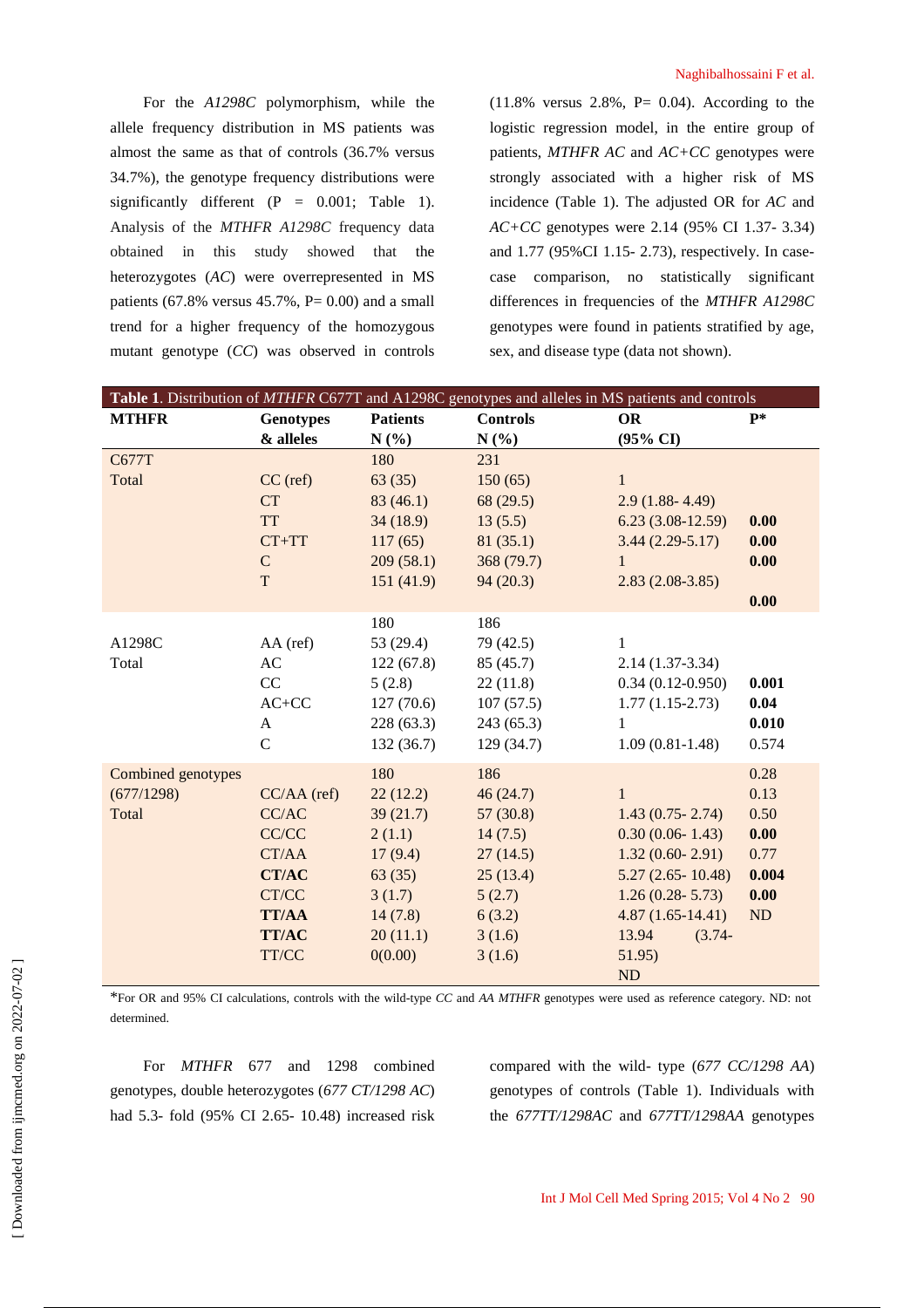For the *A1298C* polymorphism, while the allele frequency distribution in MS patients was almost the same as that of controls (36.7% versus 34.7%), the genotype frequency distributions were significantly different (P = 0.001; Table 1). Analysis of the *MTHFR A1298C* frequency data obtained in this study showed that the heterozygotes (*AC*) were overrepresented in MS patients (67.8% versus 45.7%, P= 0.00) and a small trend for a higher frequency of the homozygous mutant genotype (*CC*) was observed in controls (11.8% versus 2.8%, P= 0.04). According to the logistic regression model, in the entire group of patients, *MTHFR AC* and *AC+CC* genotypes were strongly associated with a higher risk of MS incidence (Table 1). The adjusted OR for *AC* and *AC+CC* genotypes were 2.14 (95% CI 1.37- 3.34) and 1.77 (95%CI 1.15- 2.73), respectively. In case-case comparison, no statistically significant differences in frequencies of the *MTHFR A1298C* genotypes were found in patients stratified by age, sex, and disease type (data not shown).

**Table 1**. Distribution of *MTHFR* C677T and A1298C genotypes and alleles in MS patients and controls

| MTHFR | Genotypes & alleles | Patients N (%) | Controls N (%) | OR (95% CI) | P* |
|---|---|---|---|---|---|
| C677T | | 180 | 231 | | |
| Total | CC (ref) | 63 (35) | 150 (65) | 1 | |
| | CT | 83 (46.1) | 68 (29.5) | 2.9 (1.88- 4.49) | |
| | TT | 34 (18.9) | 13 (5.5) | 6.23 (3.08-12.59) | **0.00** |
| | CT+TT | 117 (65) | 81 (35.1) | 3.44 (2.29-5.17) | **0.00** |
| | C | 209 (58.1) | 368 (79.7) | 1 | **0.00** |
| | T | 151 (41.9) | 94 (20.3) | 2.83 (2.08-3.85) | |
| | | | | | **0.00** |
| | | 180 | 186 | | |
| A1298C | AA (ref) | 53 (29.4) | 79 (42.5) | 1 | |
| Total | AC | 122 (67.8) | 85 (45.7) | 2.14 (1.37-3.34) | |
| | CC | 5 (2.8) | 22 (11.8) | 0.34 (0.12-0.950) | **0.001** |
| | AC+CC | 127 (70.6) | 107 (57.5) | 1.77 (1.15-2.73) | **0.04** |
| | A | 228 (63.3) | 243 (65.3) | 1 | **0.010** |
| | C | 132 (36.7) | 129 (34.7) | 1.09 (0.81-1.48) | 0.574 |
| Combined genotypes | | 180 | 186 | | 0.28 |
| (677/1298) | CC/AA (ref) | 22 (12.2) | 46 (24.7) | 1 | 0.13 |
| Total | CC/AC | 39 (21.7) | 57 (30.8) | 1.43 (0.75- 2.74) | 0.50 |
| | CC/CC | 2 (1.1) | 14 (7.5) | 0.30 (0.06- 1.43) | **0.00** |
| | CT/AA | 17 (9.4) | 27 (14.5) | 1.32 (0.60- 2.91) | 0.77 |
| | **CT/AC** | 63 (35) | 25 (13.4) | 5.27 (2.65- 10.48) | **0.004** |
| | CT/CC | 3 (1.7) | 5 (2.7) | 1.26 (0.28- 5.73) | **0.00** |
| | **TT/AA** | 14 (7.8) | 6 (3.2) | 4.87 (1.65-14.41) | ND |
| | **TT/AC** | 20 (11.1) | 3 (1.6) | 13.94 (3.74- 51.95) | |
| | TT/CC | 0(0.00) | 3 (1.6) | ND | |

*For OR and 95% CI calculations, controls with the wild-type *CC* and *AA MTHFR* genotypes were used as reference category. ND: not determined.

For *MTHFR* 677 and 1298 combined genotypes, double heterozygotes (*677 CT/1298 AC*) had 5.3- fold (95% CI 2.65- 10.48) increased risk compared with the wild- type (*677 CC/1298 AA*) genotypes of controls (Table 1). Individuals with the *677TT/1298AC* and *677TT/1298AA* genotypes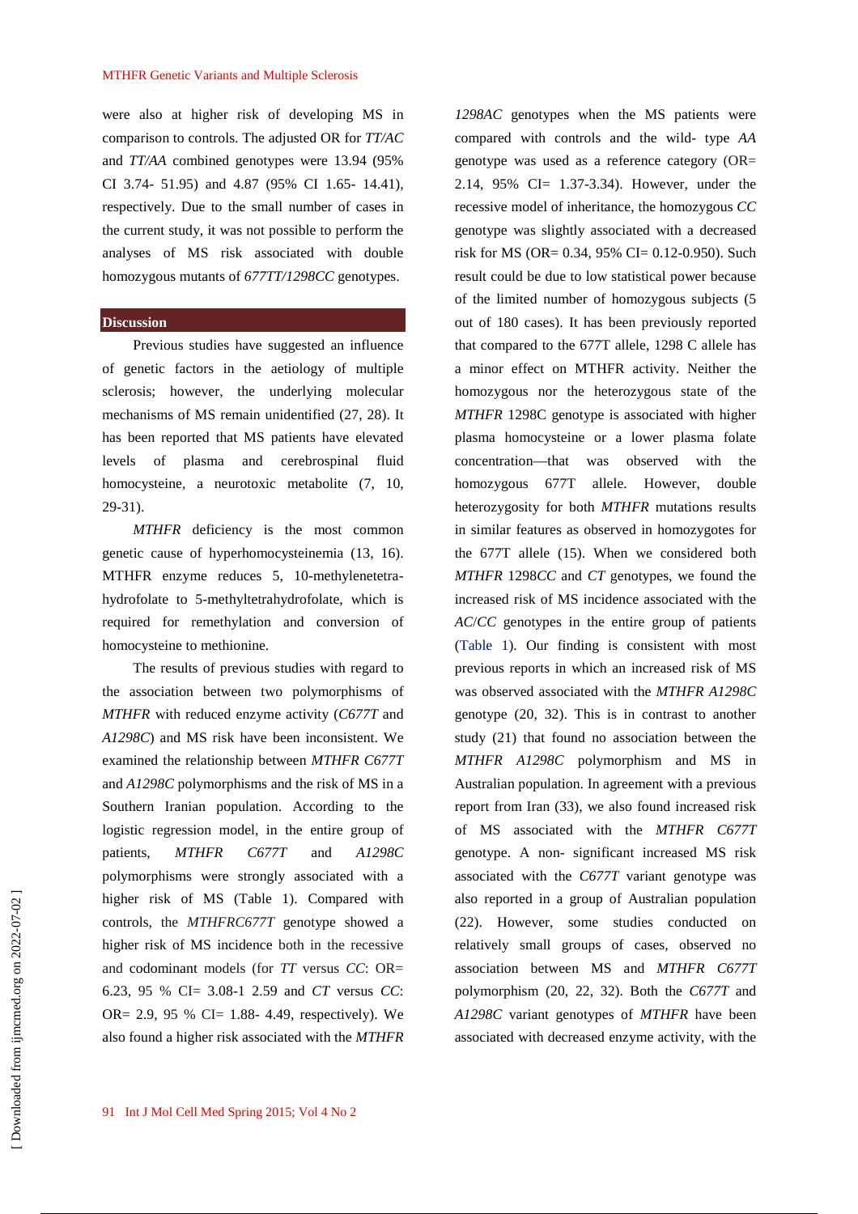were also at higher risk of developing MS in comparison to controls. The adjusted OR for *TT/AC* and *TT/AA* combined genotypes were 13.94 (95% CI 3.74- 51.95) and 4.87 (95% CI 1.65- 14.41), respectively. Due to the small number of cases in the current study, it was not possible to perform the analyses of MS risk associated with double homozygous mutants of *677TT/1298CC* genotypes.

## Discussion

Previous studies have suggested an influence of genetic factors in the aetiology of multiple sclerosis; however, the underlying molecular mechanisms of MS remain unidentified (27, 28). It has been reported that MS patients have elevated levels of plasma and cerebrospinal fluid homocysteine, a neurotoxic metabolite (7, 10, 29-31).

*MTHFR* deficiency is the most common genetic cause of hyperhomocysteinemia (13, 16). MTHFR enzyme reduces 5, 10-methylenetetra-hydrofolate to 5-methyltetrahydrofolate, which is required for remethylation and conversion of homocysteine to methionine.

The results of previous studies with regard to the association between two polymorphisms of *MTHFR* with reduced enzyme activity (*C677T* and *A1298C*) and MS risk have been inconsistent. We examined the relationship between *MTHFR C677T* and *A1298C* polymorphisms and the risk of MS in a Southern Iranian population. According to the logistic regression model, in the entire group of patients, *MTHFR C677T* and *A1298C* polymorphisms were strongly associated with a higher risk of MS (Table 1). Compared with controls, the *MTHFRC677T* genotype showed a higher risk of MS incidence both in the recessive and codominant models (for *TT* versus *CC*: OR= 6.23, 95 % CI= 3.08-1 2.59 and *CT* versus *CC*: OR= 2.9, 95 % CI= 1.88- 4.49, respectively). We also found a higher risk associated with the *MTHFR 1298AC* genotypes when the MS patients were compared with controls and the wild- type *AA* genotype was used as a reference category (OR= 2.14, 95% CI= 1.37-3.34). However, under the recessive model of inheritance, the homozygous *CC* genotype was slightly associated with a decreased risk for MS (OR= 0.34, 95% CI= 0.12-0.950). Such result could be due to low statistical power because of the limited number of homozygous subjects (5 out of 180 cases). It has been previously reported that compared to the 677T allele, 1298 C allele has a minor effect on MTHFR activity. Neither the homozygous nor the heterozygous state of the *MTHFR* 1298C genotype is associated with higher plasma homocysteine or a lower plasma folate concentration—that was observed with the homozygous 677T allele. However, double heterozygosity for both *MTHFR* mutations results in similar features as observed in homozygotes for the 677T allele (15). When we considered both *MTHFR* 1298*CC* and *CT* genotypes, we found the increased risk of MS incidence associated with the *AC*/*CC* genotypes in the entire group of patients (Table 1). Our finding is consistent with most previous reports in which an increased risk of MS was observed associated with the *MTHFR A1298C* genotype (20, 32). This is in contrast to another study (21) that found no association between the *MTHFR A1298C* polymorphism and MS in Australian population. In agreement with a previous report from Iran (33), we also found increased risk of MS associated with the *MTHFR C677T* genotype. A non- significant increased MS risk associated with the *C677T* variant genotype was also reported in a group of Australian population (22). However, some studies conducted on relatively small groups of cases, observed no association between MS and *MTHFR C677T* polymorphism (20, 22, 32). Both the *C677T* and *A1298C* variant genotypes of *MTHFR* have been associated with decreased enzyme activity, with the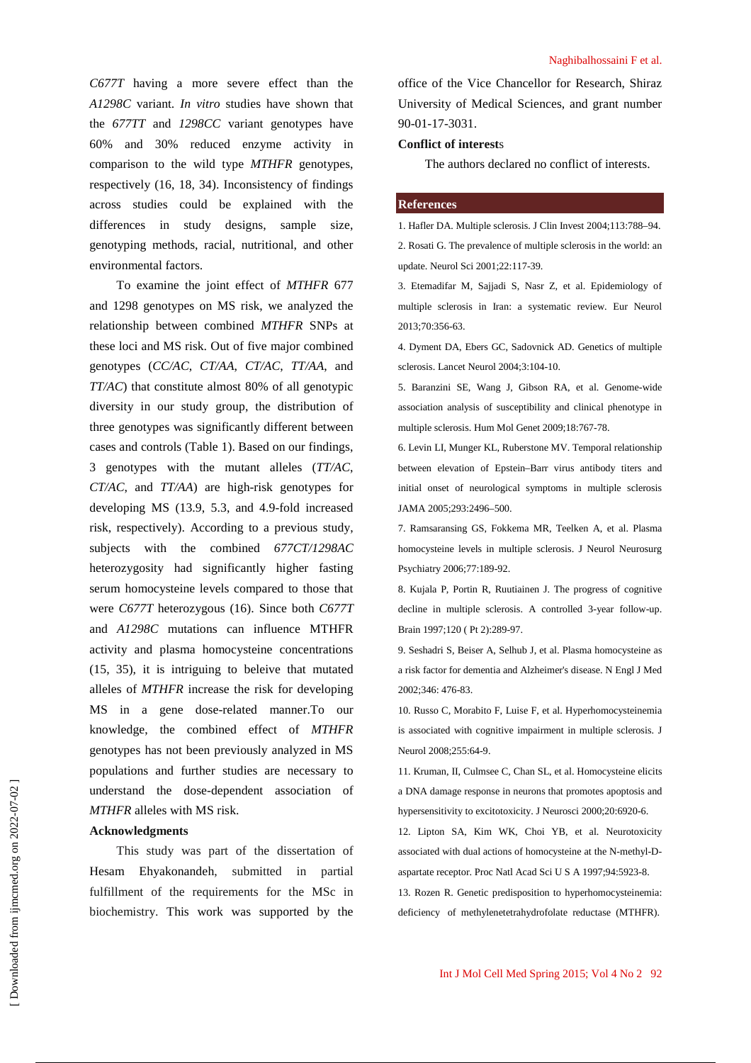*C677T* having a more severe effect than the *A1298C* variant. *In vitro* studies have shown that the *677TT* and *1298CC* variant genotypes have 60% and 30% reduced enzyme activity in comparison to the wild type *MTHFR* genotypes, respectively (16, 18, 34). Inconsistency of findings across studies could be explained with the differences in study designs, sample size, genotyping methods, racial, nutritional, and other environmental factors.

To examine the joint effect of *MTHFR* 677 and 1298 genotypes on MS risk, we analyzed the relationship between combined *MTHFR* SNPs at these loci and MS risk. Out of five major combined genotypes (*CC/AC*, *CT/AA*, *CT/AC*, *TT/AA*, and *TT/AC*) that constitute almost 80% of all genotypic diversity in our study group, the distribution of three genotypes was significantly different between cases and controls (Table 1). Based on our findings, 3 genotypes with the mutant alleles (*TT/AC*, *CT/AC*, and *TT/AA*) are high-risk genotypes for developing MS (13.9, 5.3, and 4.9-fold increased risk, respectively). According to a previous study, subjects with the combined *677CT/1298AC* heterozygosity had significantly higher fasting serum homocysteine levels compared to those that were *C677T* heterozygous (16). Since both *C677T* and *A1298C* mutations can influence MTHFR activity and plasma homocysteine concentrations (15, 35), it is intriguing to beleive that mutated alleles of *MTHFR* increase the risk for developing MS in a gene dose-related manner.To our knowledge, the combined effect of *MTHFR* genotypes has not been previously analyzed in MS populations and further studies are necessary to understand the dose-dependent association of *MTHFR* alleles with MS risk.

## Acknowledgments

This study was part of the dissertation of Hesam Ehyakonandeh, submitted in partial fulfillment of the requirements for the MSc in biochemistry. This work was supported by the office of the Vice Chancellor for Research, Shiraz University of Medical Sciences, and grant number 90-01-17-3031.

## Conflict of interests

The authors declared no conflict of interests.

## References

1. Hafler DA. Multiple sclerosis. J Clin Invest 2004;113:788–94.
2. Rosati G. The prevalence of multiple sclerosis in the world: an update. Neurol Sci 2001;22:117-39.
3. Etemadifar M, Sajjadi S, Nasr Z, et al. Epidemiology of multiple sclerosis in Iran: a systematic review. Eur Neurol 2013;70:356-63.
4. Dyment DA, Ebers GC, Sadovnick AD. Genetics of multiple sclerosis. Lancet Neurol 2004;3:104-10.
5. Baranzini SE, Wang J, Gibson RA, et al. Genome-wide association analysis of susceptibility and clinical phenotype in multiple sclerosis. Hum Mol Genet 2009;18:767-78.
6. Levin LI, Munger KL, Ruberstone MV. Temporal relationship between elevation of Epstein–Barr virus antibody titers and initial onset of neurological symptoms in multiple sclerosis JAMA 2005;293:2496–500.
7. Ramsaransing GS, Fokkema MR, Teelken A, et al. Plasma homocysteine levels in multiple sclerosis. J Neurol Neurosurg Psychiatry 2006;77:189-92.
8. Kujala P, Portin R, Ruutiainen J. The progress of cognitive decline in multiple sclerosis. A controlled 3-year follow-up. Brain 1997;120 ( Pt 2):289-97.
9. Seshadri S, Beiser A, Selhub J, et al. Plasma homocysteine as a risk factor for dementia and Alzheimer's disease. N Engl J Med 2002;346: 476-83.
10. Russo C, Morabito F, Luise F, et al. Hyperhomocysteinemia is associated with cognitive impairment in multiple sclerosis. J Neurol 2008;255:64-9.
11. Kruman, II, Culmsee C, Chan SL, et al. Homocysteine elicits a DNA damage response in neurons that promotes apoptosis and hypersensitivity to excitotoxicity. J Neurosci 2000;20:6920-6.
12. Lipton SA, Kim WK, Choi YB, et al. Neurotoxicity associated with dual actions of homocysteine at the N-methyl-D-aspartate receptor. Proc Natl Acad Sci U S A 1997;94:5923-8.
13. Rozen R. Genetic predisposition to hyperhomocysteinemia: deficiency of methylenetetrahydrofolate reductase (MTHFR).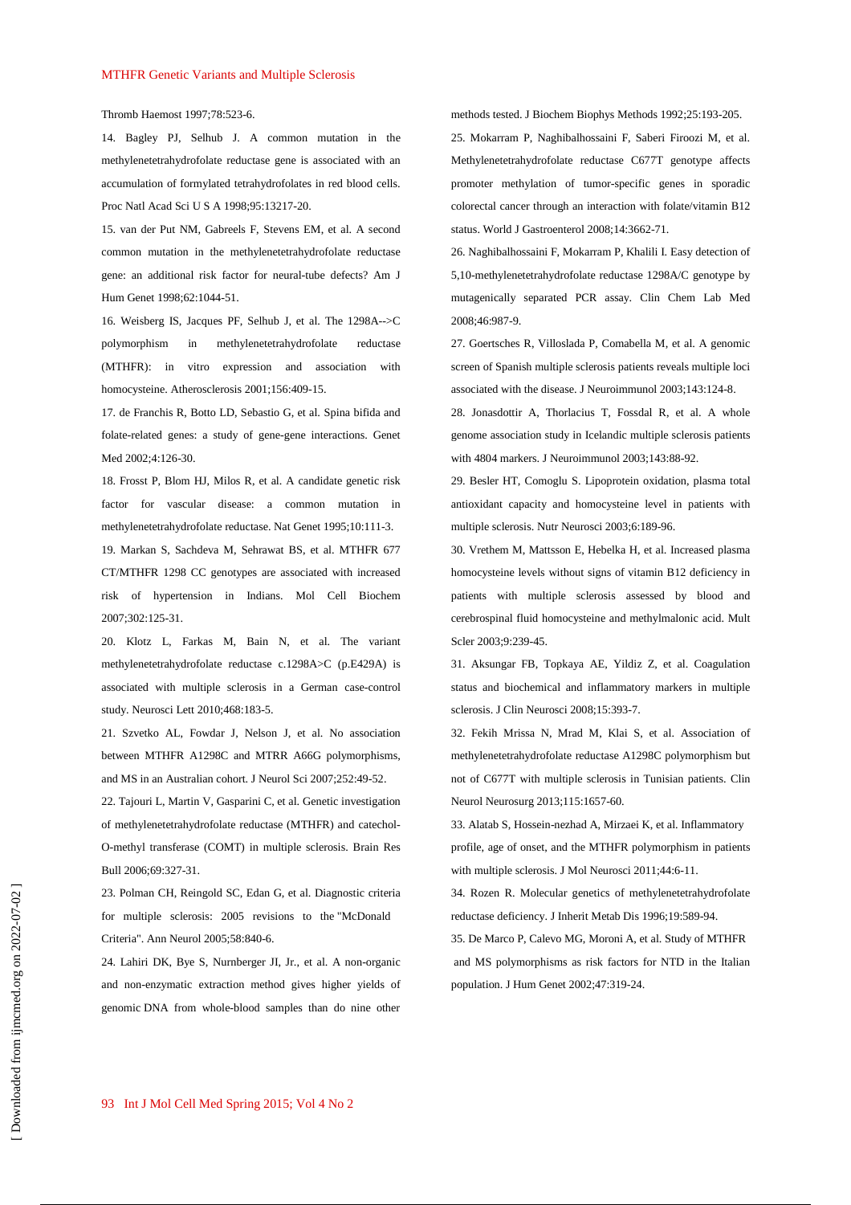Thromb Haemost 1997;78:523-6.

14. Bagley PJ, Selhub J. A common mutation in the methylenetetrahydrofolate reductase gene is associated with an accumulation of formylated tetrahydrofolates in red blood cells. Proc Natl Acad Sci U S A 1998;95:13217-20.

15. van der Put NM, Gabreels F, Stevens EM, et al. A second common mutation in the methylenetetrahydrofolate reductase gene: an additional risk factor for neural-tube defects? Am J Hum Genet 1998;62:1044-51.

16. Weisberg IS, Jacques PF, Selhub J, et al. The 1298A-->C polymorphism in methylenetetrahydrofolate reductase (MTHFR): in vitro expression and association with homocysteine. Atherosclerosis 2001;156:409-15.

17. de Franchis R, Botto LD, Sebastio G, et al. Spina bifida and folate-related genes: a study of gene-gene interactions. Genet Med 2002;4:126-30.

18. Frosst P, Blom HJ, Milos R, et al. A candidate genetic risk factor for vascular disease: a common mutation in methylenetetrahydrofolate reductase. Nat Genet 1995;10:111-3.

19. Markan S, Sachdeva M, Sehrawat BS, et al. MTHFR 677 CT/MTHFR 1298 CC genotypes are associated with increased risk of hypertension in Indians. Mol Cell Biochem 2007;302:125-31.

20. Klotz L, Farkas M, Bain N, et al. The variant methylenetetrahydrofolate reductase c.1298A>C (p.E429A) is associated with multiple sclerosis in a German case-control study. Neurosci Lett 2010;468:183-5.

21. Szvetko AL, Fowdar J, Nelson J, et al. No association between MTHFR A1298C and MTRR A66G polymorphisms, and MS in an Australian cohort. J Neurol Sci 2007;252:49-52.

22. Tajouri L, Martin V, Gasparini C, et al. Genetic investigation of methylenetetrahydrofolate reductase (MTHFR) and catechol-O-methyl transferase (COMT) in multiple sclerosis. Brain Res Bull 2006;69:327-31.

23. Polman CH, Reingold SC, Edan G, et al. Diagnostic criteria for multiple sclerosis: 2005 revisions to the "McDonald Criteria". Ann Neurol 2005;58:840-6.

24. Lahiri DK, Bye S, Nurnberger JI, Jr., et al. A non-organic and non-enzymatic extraction method gives higher yields of genomic DNA from whole-blood samples than do nine other methods tested. J Biochem Biophys Methods 1992;25:193-205.

25. Mokarram P, Naghibalhossaini F, Saberi Firoozi M, et al. Methylenetetrahydrofolate reductase C677T genotype affects promoter methylation of tumor-specific genes in sporadic colorectal cancer through an interaction with folate/vitamin B12 status. World J Gastroenterol 2008;14:3662-71.

26. Naghibalhossaini F, Mokarram P, Khalili I. Easy detection of 5,10-methylenetetrahydrofolate reductase 1298A/C genotype by mutagenically separated PCR assay. Clin Chem Lab Med 2008;46:987-9.

27. Goertsches R, Villoslada P, Comabella M, et al. A genomic screen of Spanish multiple sclerosis patients reveals multiple loci associated with the disease. J Neuroimmunol 2003;143:124-8.

28. Jonasdottir A, Thorlacius T, Fossdal R, et al. A whole genome association study in Icelandic multiple sclerosis patients with 4804 markers. J Neuroimmunol 2003;143:88-92.

29. Besler HT, Comoglu S. Lipoprotein oxidation, plasma total antioxidant capacity and homocysteine level in patients with multiple sclerosis. Nutr Neurosci 2003;6:189-96.

30. Vrethem M, Mattsson E, Hebelka H, et al. Increased plasma homocysteine levels without signs of vitamin B12 deficiency in patients with multiple sclerosis assessed by blood and cerebrospinal fluid homocysteine and methylmalonic acid. Mult Scler 2003;9:239-45.

31. Aksungar FB, Topkaya AE, Yildiz Z, et al. Coagulation status and biochemical and inflammatory markers in multiple sclerosis. J Clin Neurosci 2008;15:393-7.

32. Fekih Mrissa N, Mrad M, Klai S, et al. Association of methylenetetrahydrofolate reductase A1298C polymorphism but not of C677T with multiple sclerosis in Tunisian patients. Clin Neurol Neurosurg 2013;115:1657-60.

33. Alatab S, Hossein-nezhad A, Mirzaei K, et al. Inflammatory profile, age of onset, and the MTHFR polymorphism in patients with multiple sclerosis. J Mol Neurosci 2011;44:6-11.

34. Rozen R. Molecular genetics of methylenetetrahydrofolate reductase deficiency. J Inherit Metab Dis 1996;19:589-94.

35. De Marco P, Calevo MG, Moroni A, et al. Study of MTHFR and MS polymorphisms as risk factors for NTD in the Italian population. J Hum Genet 2002;47:319-24.